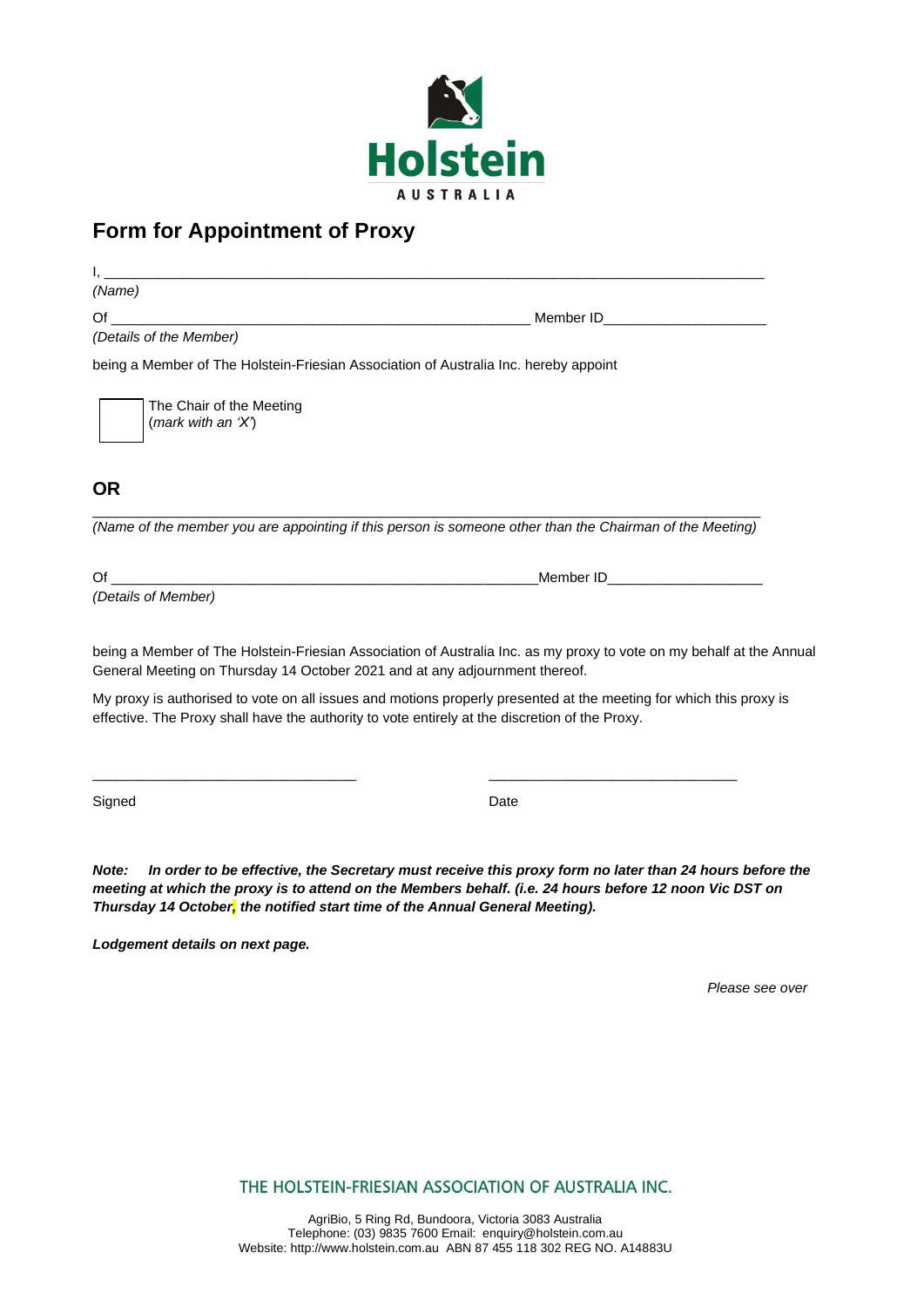Holstein
AUSTRALIA

## Form for Appointment of Proxy

I, ___________________________________________________________________________________

*(Name)*

Of _______________________________________________________ Member ID_____________________

*(Details of the Member)*

being a Member of The Holstein-Friesian Association of Australia Inc. hereby appoint

☐ The Chair of the Meeting (*mark with an 'X'*)

### OR

___________________________________________________________________________________

*(Name of the member you are appointing if this person is someone other than the Chairman of the Meeting)*

Of _______________________________________________________Member ID____________________

*(Details of Member)*

being a Member of The Holstein-Friesian Association of Australia Inc. as my proxy to vote on my behalf at the Annual General Meeting on Thursday 14 October 2021 and at any adjournment thereof.

My proxy is authorised to vote on all issues and motions properly presented at the meeting for which this proxy is effective. The Proxy shall have the authority to vote entirely at the discretion of the Proxy.

__________________________________ ________________________________

Signed Date

***Note:** In order to be effective, the Secretary must receive this proxy form no later than 24 hours before the meeting at which the proxy is to attend on the Members behalf. (i.e. 24 hours before 12 noon Vic DST on Thursday 14 October, the notified start time of the Annual General Meeting).*

***Lodgement details on next page.***

*Please see over*

THE HOLSTEIN-FRIESIAN ASSOCIATION OF AUSTRALIA INC.

AgriBio, 5 Ring Rd, Bundoora, Victoria 3083 Australia
Telephone: (03) 9835 7600 Email: enquiry@holstein.com.au
Website: http://www.holstein.com.au ABN 87 455 118 302 REG NO. A14883U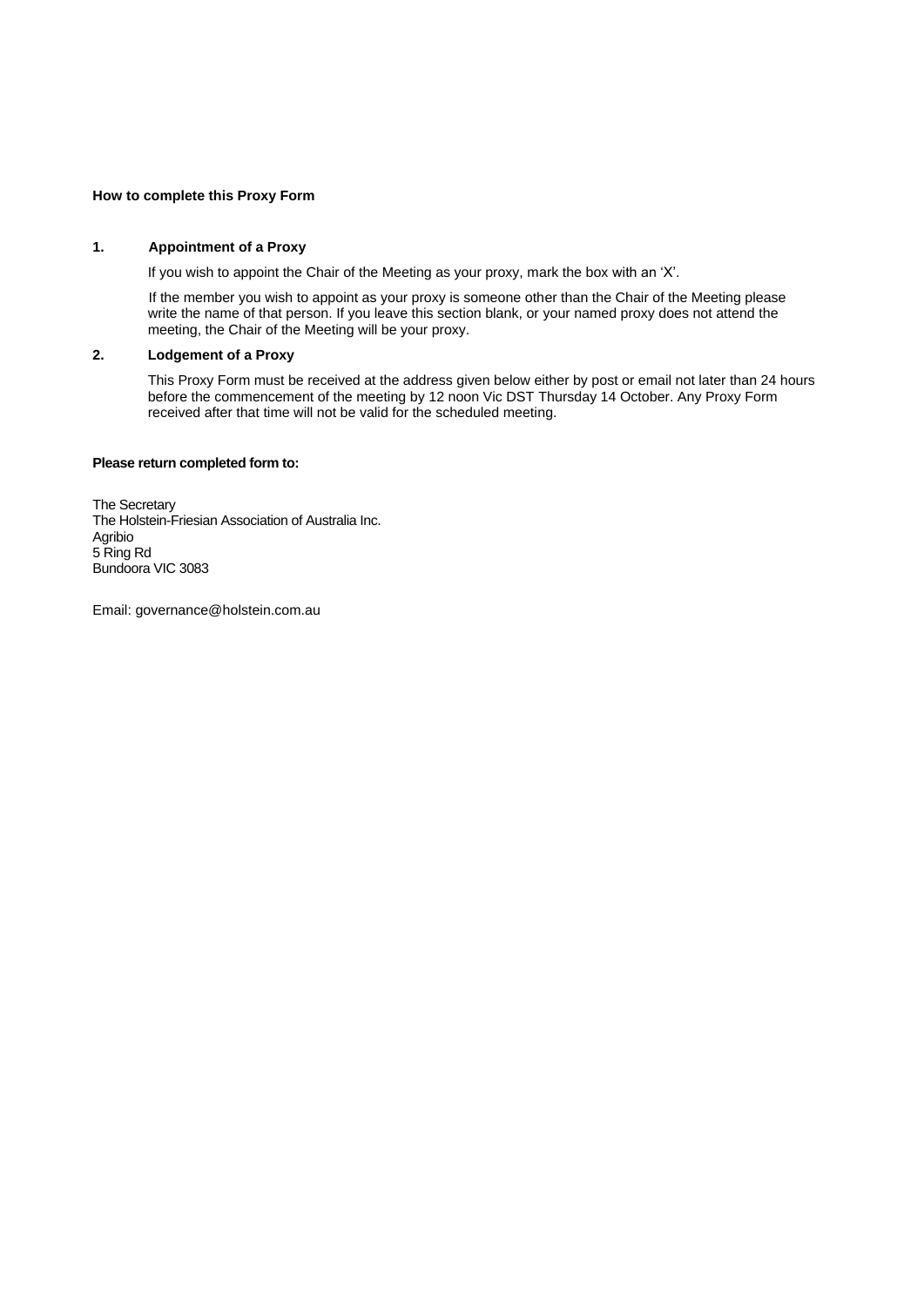**How to complete this Proxy Form**

**1. Appointment of a Proxy**

If you wish to appoint the Chair of the Meeting as your proxy, mark the box with an 'X'.

If the member you wish to appoint as your proxy is someone other than the Chair of the Meeting please write the name of that person. If you leave this section blank, or your named proxy does not attend the meeting, the Chair of the Meeting will be your proxy.

**2. Lodgement of a Proxy**

This Proxy Form must be received at the address given below either by post or email not later than 24 hours before the commencement of the meeting by 12 noon Vic DST Thursday 14 October. Any Proxy Form received after that time will not be valid for the scheduled meeting.

**Please return completed form to:**

The Secretary
The Holstein-Friesian Association of Australia Inc.
Agribio
5 Ring Rd
Bundoora VIC 3083

Email: governance@holstein.com.au